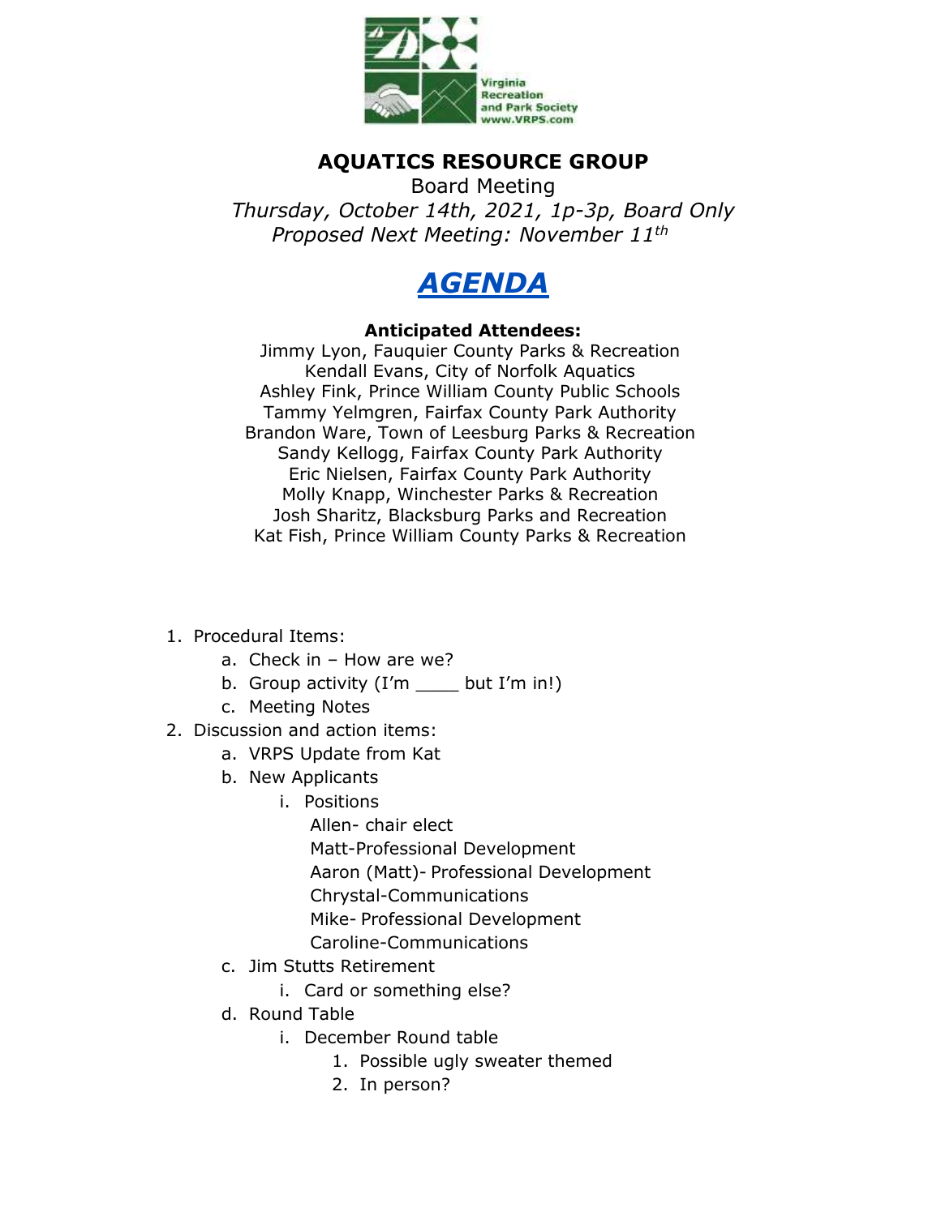Virginia Recreation and Park Society
www.VRPS.com

# AQUATICS RESOURCE GROUP

Board Meeting

*Thursday, October 14th, 2021, 1p-3p, Board Only*

*Proposed Next Meeting: November 11th*

## *AGENDA*

**Anticipated Attendees:**

Jimmy Lyon, Fauquier County Parks & Recreation
Kendall Evans, City of Norfolk Aquatics
Ashley Fink, Prince William County Public Schools
Tammy Yelmgren, Fairfax County Park Authority
Brandon Ware, Town of Leesburg Parks & Recreation
Sandy Kellogg, Fairfax County Park Authority
Eric Nielsen, Fairfax County Park Authority
Molly Knapp, Winchester Parks & Recreation
Josh Sharitz, Blacksburg Parks and Recreation
Kat Fish, Prince William County Parks & Recreation

1. Procedural Items:
   a. Check in – How are we?
   b. Group activity (I'm ____ but I'm in!)
   c. Meeting Notes
2. Discussion and action items:
   a. VRPS Update from Kat
   b. New Applicants
      i. Positions
         Allen- chair elect
         Matt-Professional Development
         Aaron (Matt)- Professional Development
         Chrystal-Communications
         Mike- Professional Development
         Caroline-Communications
   c. Jim Stutts Retirement
      i. Card or something else?
   d. Round Table
      i. December Round table
         1. Possible ugly sweater themed
         2. In person?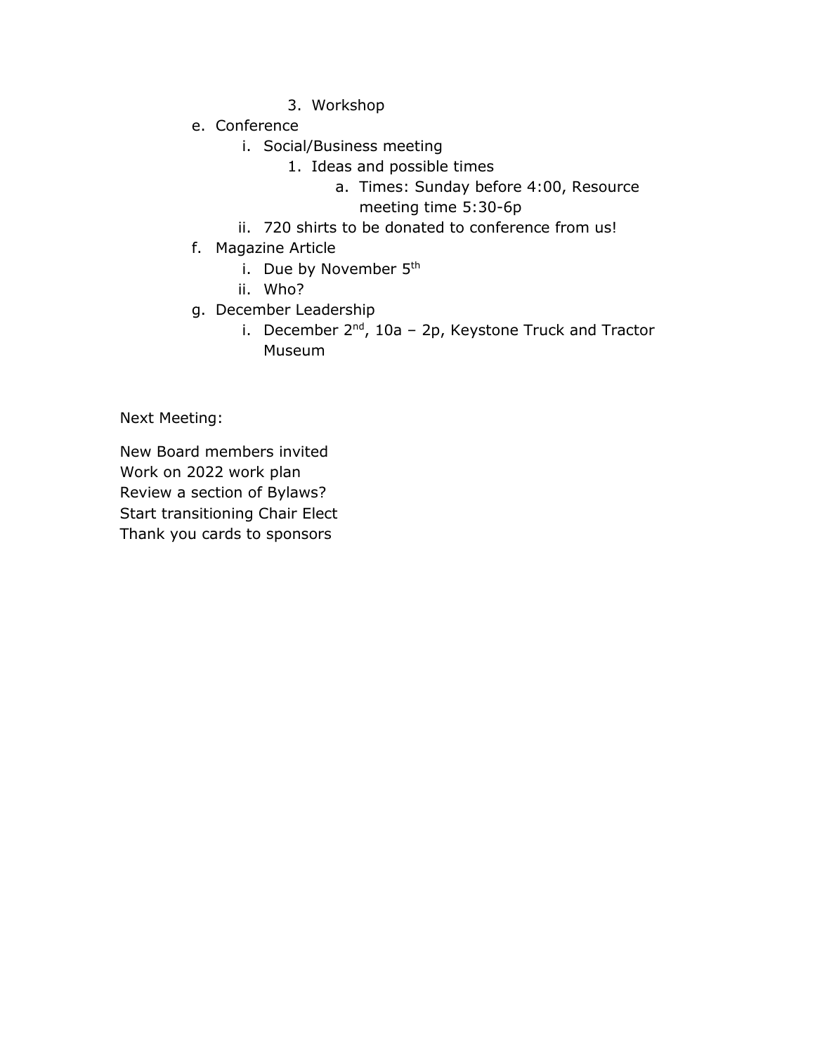3. Workshop
   e. Conference
      i. Social/Business meeting
         1. Ideas and possible times
            a. Times: Sunday before 4:00, Resource meeting time 5:30-6p
      ii. 720 shirts to be donated to conference from us!
   f. Magazine Article
      i. Due by November 5th
      ii. Who?
   g. December Leadership
      i. December 2nd, 10a – 2p, Keystone Truck and Tractor Museum

Next Meeting:

New Board members invited
Work on 2022 work plan
Review a section of Bylaws?
Start transitioning Chair Elect
Thank you cards to sponsors